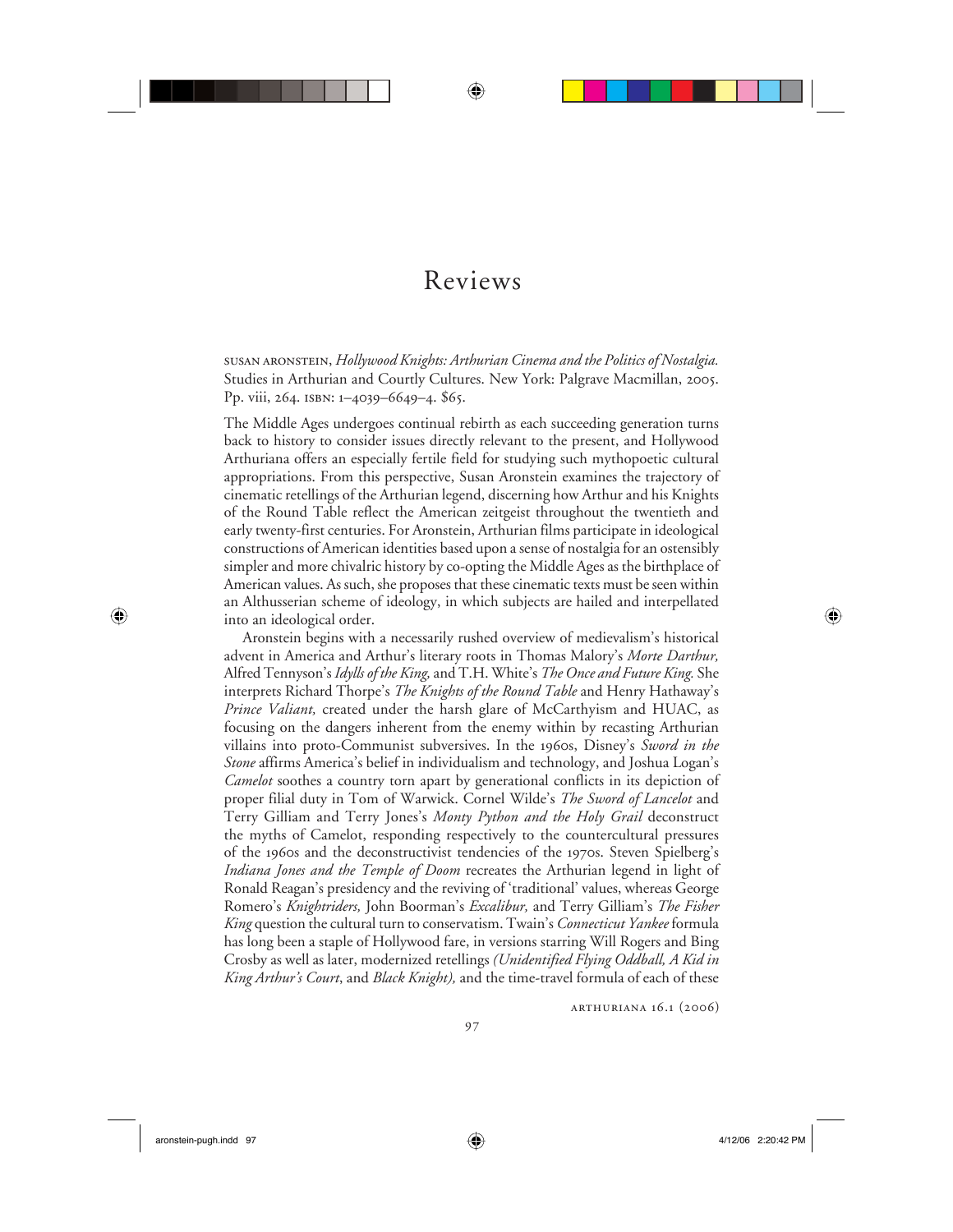# Reviews

SUSAN ARONSTEIN, *Hollywood Knights: Arthurian Cinema and the Politics of Nostalgia.* Studies in Arthurian and Courtly Cultures. New York: Palgrave Macmillan, 2005. Pp. viii, 264. ISBN: 1–4039–6649–4. $65.

The Middle Ages undergoes continual rebirth as each succeeding generation turns back to history to consider issues directly relevant to the present, and Hollywood Arthuriana offers an especially fertile field for studying such mythopoetic cultural appropriations. From this perspective, Susan Aronstein examines the trajectory of cinematic retellings of the Arthurian legend, discerning how Arthur and his Knights of the Round Table reflect the American zeitgeist throughout the twentieth and early twenty-first centuries. For Aronstein, Arthurian films participate in ideological constructions of American identities based upon a sense of nostalgia for an ostensibly simpler and more chivalric history by co-opting the Middle Ages as the birthplace of American values. As such, she proposes that these cinematic texts must be seen within an Althusserian scheme of ideology, in which subjects are hailed and interpellated into an ideological order.

Aronstein begins with a necessarily rushed overview of medievalism's historical advent in America and Arthur's literary roots in Thomas Malory's *Morte Darthur,* Alfred Tennyson's *Idylls of the King,* and T.H. White's *The Once and Future King.* She interprets Richard Thorpe's *The Knights of the Round Table* and Henry Hathaway's *Prince Valiant,* created under the harsh glare of McCarthyism and HUAC, as focusing on the dangers inherent from the enemy within by recasting Arthurian villains into proto-Communist subversives. In the 1960s, Disney's *Sword in the Stone* affirms America's belief in individualism and technology, and Joshua Logan's *Camelot* soothes a country torn apart by generational conflicts in its depiction of proper filial duty in Tom of Warwick. Cornel Wilde's *The Sword of Lancelot* and Terry Gilliam and Terry Jones's *Monty Python and the Holy Grail* deconstruct the myths of Camelot, responding respectively to the countercultural pressures of the 1960s and the deconstructivist tendencies of the 1970s. Steven Spielberg's *Indiana Jones and the Temple of Doom* recreates the Arthurian legend in light of Ronald Reagan's presidency and the reviving of 'traditional' values, whereas George Romero's *Knightriders,* John Boorman's *Excalibur,* and Terry Gilliam's *The Fisher King* question the cultural turn to conservatism. Twain's *Connecticut Yankee* formula has long been a staple of Hollywood fare, in versions starring Will Rogers and Bing Crosby as well as later, modernized retellings *(Unidentified Flying Oddball, A Kid in King Arthur's Court*, and *Black Knight),* and the time-travel formula of each of these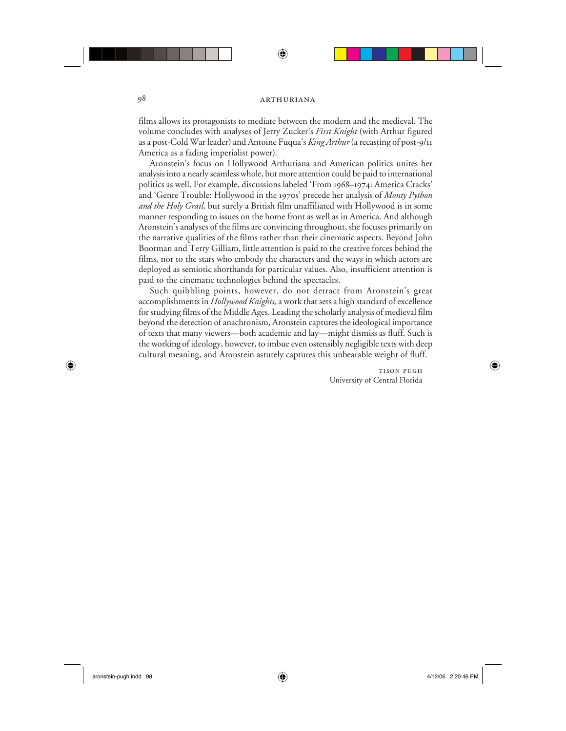films allows its protagonists to mediate between the modern and the medieval. The volume concludes with analyses of Jerry Zucker's *First Knight* (with Arthur figured as a post-Cold War leader) and Antoine Fuqua's *King Arthur* (a recasting of post-9/11 America as a fading imperialist power).

Aronstein's focus on Hollywood Arthuriana and American politics unites her analysis into a nearly seamless whole, but more attention could be paid to international politics as well. For example, discussions labeled 'From 1968–1974: America Cracks' and 'Genre Trouble: Hollywood in the 1970s' precede her analysis of *Monty Python and the Holy Grail,* but surely a British film unaffiliated with Hollywood is in some manner responding to issues on the home front as well as in America. And although Aronstein's analyses of the films are convincing throughout, she focuses primarily on the narrative qualities of the films rather than their cinematic aspects. Beyond John Boorman and Terry Gilliam, little attention is paid to the creative forces behind the films, nor to the stars who embody the characters and the ways in which actors are deployed as semiotic shorthands for particular values. Also, insufficient attention is paid to the cinematic technologies behind the spectacles.

Such quibbling points, however, do not detract from Aronstein's great accomplishments in *Hollywood Knights,* a work that sets a high standard of excellence for studying films of the Middle Ages. Leading the scholarly analysis of medieval film beyond the detection of anachronism, Aronstein captures the ideological importance of texts that many viewers—both academic and lay—might dismiss as fluff. Such is the working of ideology, however, to imbue even ostensibly negligible texts with deep cultural meaning, and Aronstein astutely captures this unbearable weight of fluff.

TISON PUGH
University of Central Florida